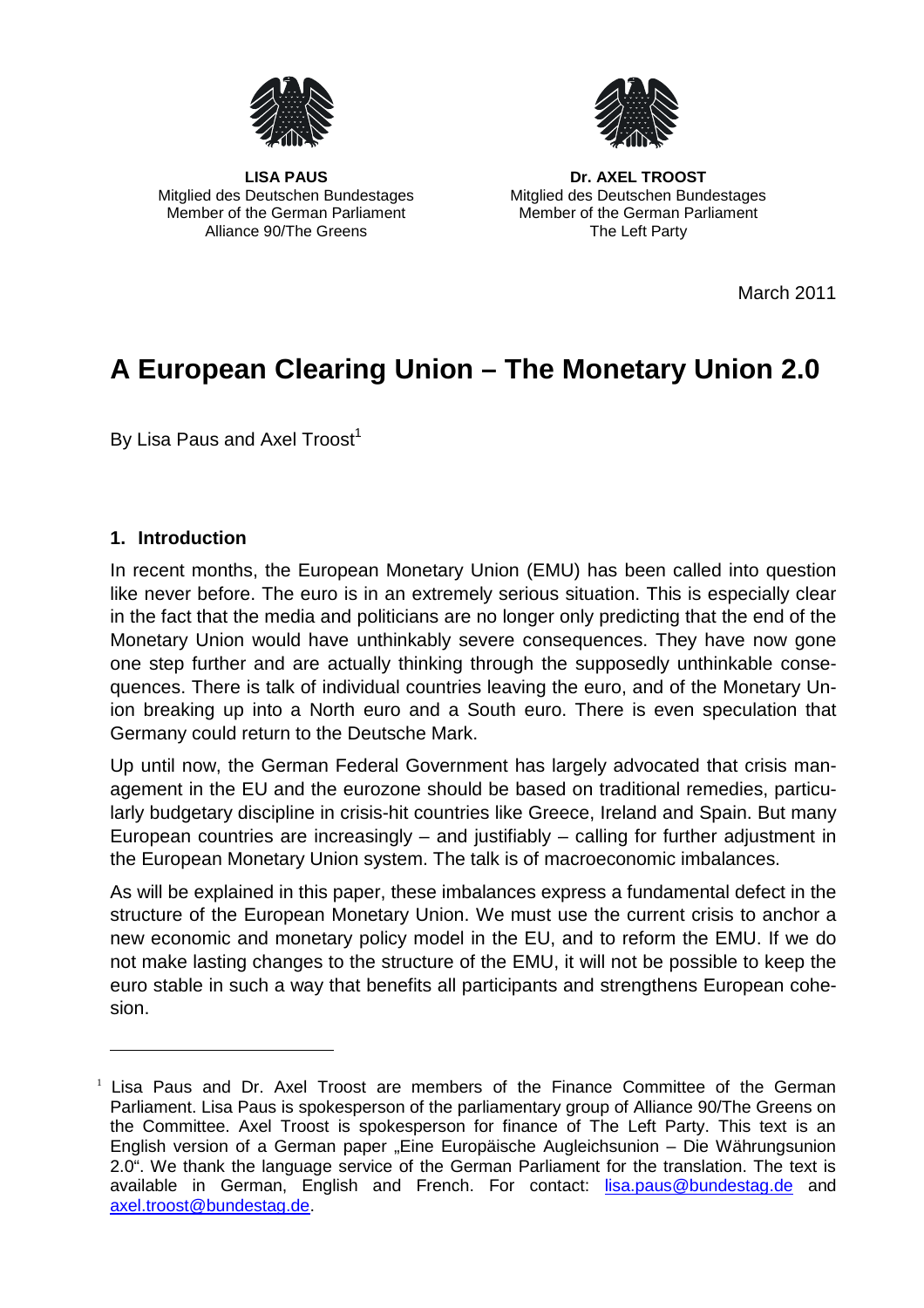**LISA PAUS**
Mitglied des Deutschen Bundestages
Member of the German Parliament
Alliance 90/The Greens

**Dr. AXEL TROOST**
Mitglied des Deutschen Bundestages
Member of the German Parliament
The Left Party

March 2011

# A European Clearing Union – The Monetary Union 2.0

By Lisa Paus and Axel Troost[1]

## 1. Introduction

In recent months, the European Monetary Union (EMU) has been called into question like never before. The euro is in an extremely serious situation. This is especially clear in the fact that the media and politicians are no longer only predicting that the end of the Monetary Union would have unthinkably severe consequences. They have now gone one step further and are actually thinking through the supposedly unthinkable consequences. There is talk of individual countries leaving the euro, and of the Monetary Union breaking up into a North euro and a South euro. There is even speculation that Germany could return to the Deutsche Mark.

Up until now, the German Federal Government has largely advocated that crisis management in the EU and the eurozone should be based on traditional remedies, particularly budgetary discipline in crisis-hit countries like Greece, Ireland and Spain. But many European countries are increasingly – and justifiably – calling for further adjustment in the European Monetary Union system. The talk is of macroeconomic imbalances.

As will be explained in this paper, these imbalances express a fundamental defect in the structure of the European Monetary Union. We must use the current crisis to anchor a new economic and monetary policy model in the EU, and to reform the EMU. If we do not make lasting changes to the structure of the EMU, it will not be possible to keep the euro stable in such a way that benefits all participants and strengthens European cohesion.

---

[1] Lisa Paus and Dr. Axel Troost are members of the Finance Committee of the German Parliament. Lisa Paus is spokesperson of the parliamentary group of Alliance 90/The Greens on the Committee. Axel Troost is spokesperson for finance of The Left Party. This text is an English version of a German paper „Eine Europäische Augleichsunion – Die Währungsunion 2.0". We thank the language service of the German Parliament for the translation. The text is available in German, English and French. For contact: lisa.paus@bundestag.de and axel.troost@bundestag.de.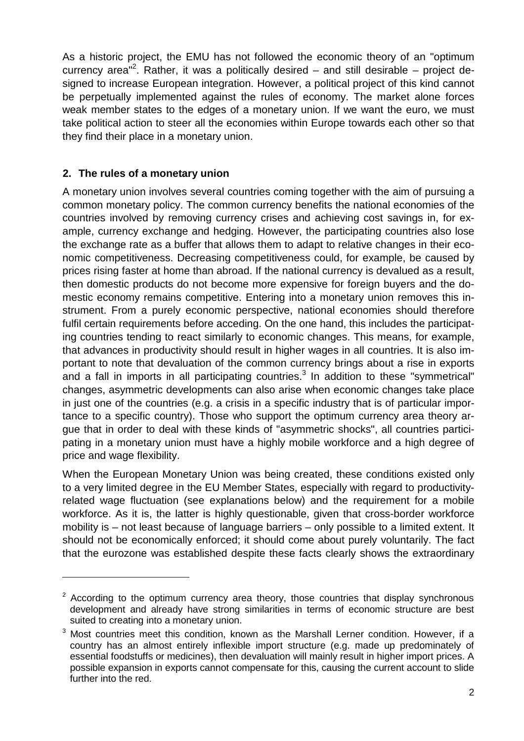As a historic project, the EMU has not followed the economic theory of an "optimum currency area"[2]. Rather, it was a politically desired – and still desirable – project designed to increase European integration. However, a political project of this kind cannot be perpetually implemented against the rules of economy. The market alone forces weak member states to the edges of a monetary union. If we want the euro, we must take political action to steer all the economies within Europe towards each other so that they find their place in a monetary union.

## 2. The rules of a monetary union

A monetary union involves several countries coming together with the aim of pursuing a common monetary policy. The common currency benefits the national economies of the countries involved by removing currency crises and achieving cost savings in, for example, currency exchange and hedging. However, the participating countries also lose the exchange rate as a buffer that allows them to adapt to relative changes in their economic competitiveness. Decreasing competitiveness could, for example, be caused by prices rising faster at home than abroad. If the national currency is devalued as a result, then domestic products do not become more expensive for foreign buyers and the domestic economy remains competitive. Entering into a monetary union removes this instrument. From a purely economic perspective, national economies should therefore fulfil certain requirements before acceding. On the one hand, this includes the participating countries tending to react similarly to economic changes. This means, for example, that advances in productivity should result in higher wages in all countries. It is also important to note that devaluation of the common currency brings about a rise in exports and a fall in imports in all participating countries.[3] In addition to these "symmetrical" changes, asymmetric developments can also arise when economic changes take place in just one of the countries (e.g. a crisis in a specific industry that is of particular importance to a specific country). Those who support the optimum currency area theory argue that in order to deal with these kinds of "asymmetric shocks", all countries participating in a monetary union must have a highly mobile workforce and a high degree of price and wage flexibility.

When the European Monetary Union was being created, these conditions existed only to a very limited degree in the EU Member States, especially with regard to productivity-related wage fluctuation (see explanations below) and the requirement for a mobile workforce. As it is, the latter is highly questionable, given that cross-border workforce mobility is – not least because of language barriers – only possible to a limited extent. It should not be economically enforced; it should come about purely voluntarily. The fact that the eurozone was established despite these facts clearly shows the extraordinary

---

[2] According to the optimum currency area theory, those countries that display synchronous development and already have strong similarities in terms of economic structure are best suited to creating into a monetary union.

[3] Most countries meet this condition, known as the Marshall Lerner condition. However, if a country has an almost entirely inflexible import structure (e.g. made up predominately of essential foodstuffs or medicines), then devaluation will mainly result in higher import prices. A possible expansion in exports cannot compensate for this, causing the current account to slide further into the red.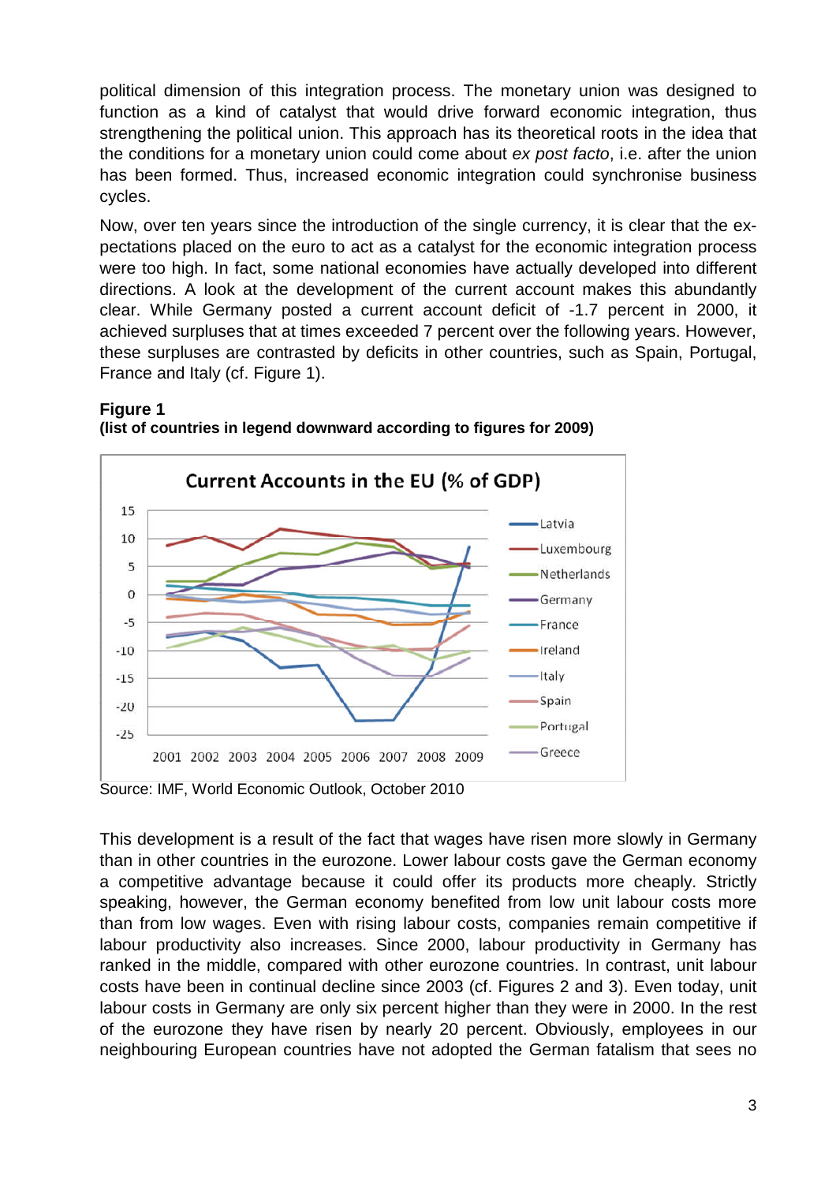political dimension of this integration process. The monetary union was designed to function as a kind of catalyst that would drive forward economic integration, thus strengthening the political union. This approach has its theoretical roots in the idea that the conditions for a monetary union could come about *ex post facto*, i.e. after the union has been formed. Thus, increased economic integration could synchronise business cycles.

Now, over ten years since the introduction of the single currency, it is clear that the expectations placed on the euro to act as a catalyst for the economic integration process were too high. In fact, some national economies have actually developed into different directions. A look at the development of the current account makes this abundantly clear. While Germany posted a current account deficit of -1.7 percent in 2000, it achieved surpluses that at times exceeded 7 percent over the following years. However, these surpluses are contrasted by deficits in other countries, such as Spain, Portugal, France and Italy (cf. Figure 1).

**Figure 1**
**(list of countries in legend downward according to figures for 2009)**

Source: IMF, World Economic Outlook, October 2010

This development is a result of the fact that wages have risen more slowly in Germany than in other countries in the eurozone. Lower labour costs gave the German economy a competitive advantage because it could offer its products more cheaply. Strictly speaking, however, the German economy benefited from low unit labour costs more than from low wages. Even with rising labour costs, companies remain competitive if labour productivity also increases. Since 2000, labour productivity in Germany has ranked in the middle, compared with other eurozone countries. In contrast, unit labour costs have been in continual decline since 2003 (cf. Figures 2 and 3). Even today, unit labour costs in Germany are only six percent higher than they were in 2000. In the rest of the eurozone they have risen by nearly 20 percent. Obviously, employees in our neighbouring European countries have not adopted the German fatalism that sees no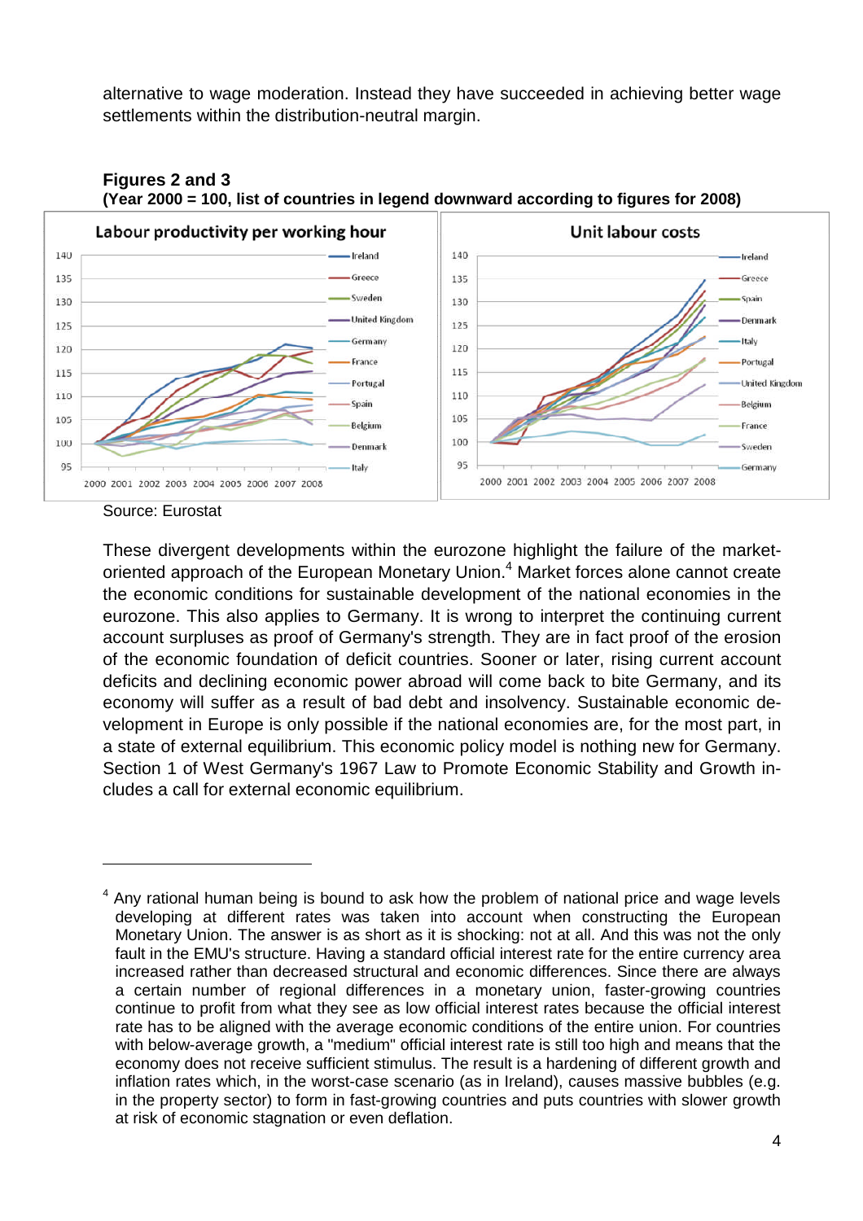alternative to wage moderation. Instead they have succeeded in achieving better wage settlements within the distribution-neutral margin.

**Figures 2 and 3**
**(Year 2000 = 100, list of countries in legend downward according to figures for 2008)**

Source: Eurostat

These divergent developments within the eurozone highlight the failure of the market-oriented approach of the European Monetary Union.[4] Market forces alone cannot create the economic conditions for sustainable development of the national economies in the eurozone. This also applies to Germany. It is wrong to interpret the continuing current account surpluses as proof of Germany's strength. They are in fact proof of the erosion of the economic foundation of deficit countries. Sooner or later, rising current account deficits and declining economic power abroad will come back to bite Germany, and its economy will suffer as a result of bad debt and insolvency. Sustainable economic development in Europe is only possible if the national economies are, for the most part, in a state of external equilibrium. This economic policy model is nothing new for Germany. Section 1 of West Germany's 1967 Law to Promote Economic Stability and Growth includes a call for external economic equilibrium.

---

[4] Any rational human being is bound to ask how the problem of national price and wage levels developing at different rates was taken into account when constructing the European Monetary Union. The answer is as short as it is shocking: not at all. And this was not the only fault in the EMU's structure. Having a standard official interest rate for the entire currency area increased rather than decreased structural and economic differences. Since there are always a certain number of regional differences in a monetary union, faster-growing countries continue to profit from what they see as low official interest rates because the official interest rate has to be aligned with the average economic conditions of the entire union. For countries with below-average growth, a "medium" official interest rate is still too high and means that the economy does not receive sufficient stimulus. The result is a hardening of different growth and inflation rates which, in the worst-case scenario (as in Ireland), causes massive bubbles (e.g. in the property sector) to form in fast-growing countries and puts countries with slower growth at risk of economic stagnation or even deflation.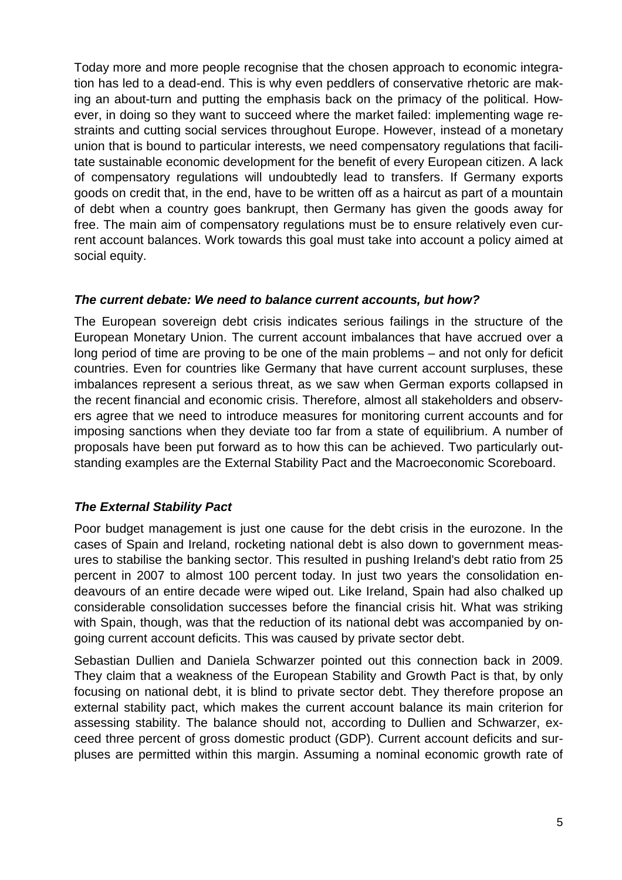Today more and more people recognise that the chosen approach to economic integration has led to a dead-end. This is why even peddlers of conservative rhetoric are making an about-turn and putting the emphasis back on the primacy of the political. However, in doing so they want to succeed where the market failed: implementing wage restraints and cutting social services throughout Europe. However, instead of a monetary union that is bound to particular interests, we need compensatory regulations that facilitate sustainable economic development for the benefit of every European citizen. A lack of compensatory regulations will undoubtedly lead to transfers. If Germany exports goods on credit that, in the end, have to be written off as a haircut as part of a mountain of debt when a country goes bankrupt, then Germany has given the goods away for free. The main aim of compensatory regulations must be to ensure relatively even current account balances. Work towards this goal must take into account a policy aimed at social equity.

### ***The current debate: We need to balance current accounts, but how?***

The European sovereign debt crisis indicates serious failings in the structure of the European Monetary Union. The current account imbalances that have accrued over a long period of time are proving to be one of the main problems – and not only for deficit countries. Even for countries like Germany that have current account surpluses, these imbalances represent a serious threat, as we saw when German exports collapsed in the recent financial and economic crisis. Therefore, almost all stakeholders and observers agree that we need to introduce measures for monitoring current accounts and for imposing sanctions when they deviate too far from a state of equilibrium. A number of proposals have been put forward as to how this can be achieved. Two particularly outstanding examples are the External Stability Pact and the Macroeconomic Scoreboard.

### ***The External Stability Pact***

Poor budget management is just one cause for the debt crisis in the eurozone. In the cases of Spain and Ireland, rocketing national debt is also down to government measures to stabilise the banking sector. This resulted in pushing Ireland's debt ratio from 25 percent in 2007 to almost 100 percent today. In just two years the consolidation endeavours of an entire decade were wiped out. Like Ireland, Spain had also chalked up considerable consolidation successes before the financial crisis hit. What was striking with Spain, though, was that the reduction of its national debt was accompanied by ongoing current account deficits. This was caused by private sector debt.

Sebastian Dullien and Daniela Schwarzer pointed out this connection back in 2009. They claim that a weakness of the European Stability and Growth Pact is that, by only focusing on national debt, it is blind to private sector debt. They therefore propose an external stability pact, which makes the current account balance its main criterion for assessing stability. The balance should not, according to Dullien and Schwarzer, exceed three percent of gross domestic product (GDP). Current account deficits and surpluses are permitted within this margin. Assuming a nominal economic growth rate of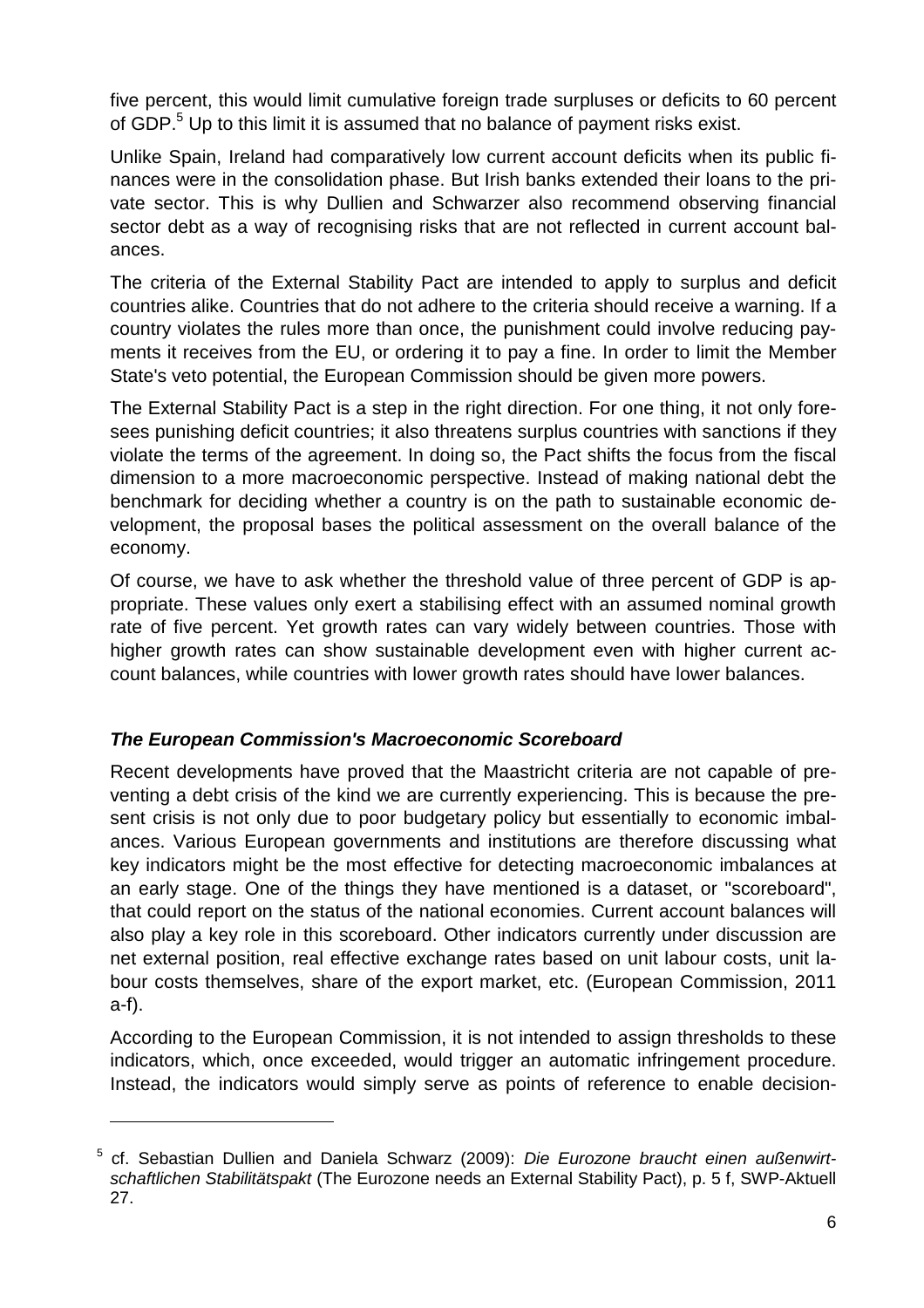five percent, this would limit cumulative foreign trade surpluses or deficits to 60 percent of GDP.[5] Up to this limit it is assumed that no balance of payment risks exist.

Unlike Spain, Ireland had comparatively low current account deficits when its public finances were in the consolidation phase. But Irish banks extended their loans to the private sector. This is why Dullien and Schwarzer also recommend observing financial sector debt as a way of recognising risks that are not reflected in current account balances.

The criteria of the External Stability Pact are intended to apply to surplus and deficit countries alike. Countries that do not adhere to the criteria should receive a warning. If a country violates the rules more than once, the punishment could involve reducing payments it receives from the EU, or ordering it to pay a fine. In order to limit the Member State's veto potential, the European Commission should be given more powers.

The External Stability Pact is a step in the right direction. For one thing, it not only foresees punishing deficit countries; it also threatens surplus countries with sanctions if they violate the terms of the agreement. In doing so, the Pact shifts the focus from the fiscal dimension to a more macroeconomic perspective. Instead of making national debt the benchmark for deciding whether a country is on the path to sustainable economic development, the proposal bases the political assessment on the overall balance of the economy.

Of course, we have to ask whether the threshold value of three percent of GDP is appropriate. These values only exert a stabilising effect with an assumed nominal growth rate of five percent. Yet growth rates can vary widely between countries. Those with higher growth rates can show sustainable development even with higher current account balances, while countries with lower growth rates should have lower balances.

### *The European Commission's Macroeconomic Scoreboard*

Recent developments have proved that the Maastricht criteria are not capable of preventing a debt crisis of the kind we are currently experiencing. This is because the present crisis is not only due to poor budgetary policy but essentially to economic imbalances. Various European governments and institutions are therefore discussing what key indicators might be the most effective for detecting macroeconomic imbalances at an early stage. One of the things they have mentioned is a dataset, or "scoreboard", that could report on the status of the national economies. Current account balances will also play a key role in this scoreboard. Other indicators currently under discussion are net external position, real effective exchange rates based on unit labour costs, unit labour costs themselves, share of the export market, etc. (European Commission, 2011 a-f).

According to the European Commission, it is not intended to assign thresholds to these indicators, which, once exceeded, would trigger an automatic infringement procedure. Instead, the indicators would simply serve as points of reference to enable decision-

---

[5] cf. Sebastian Dullien and Daniela Schwarz (2009): *Die Eurozone braucht einen außenwirtschaftlichen Stabilitätspakt* (The Eurozone needs an External Stability Pact), p. 5 f, SWP-Aktuell 27.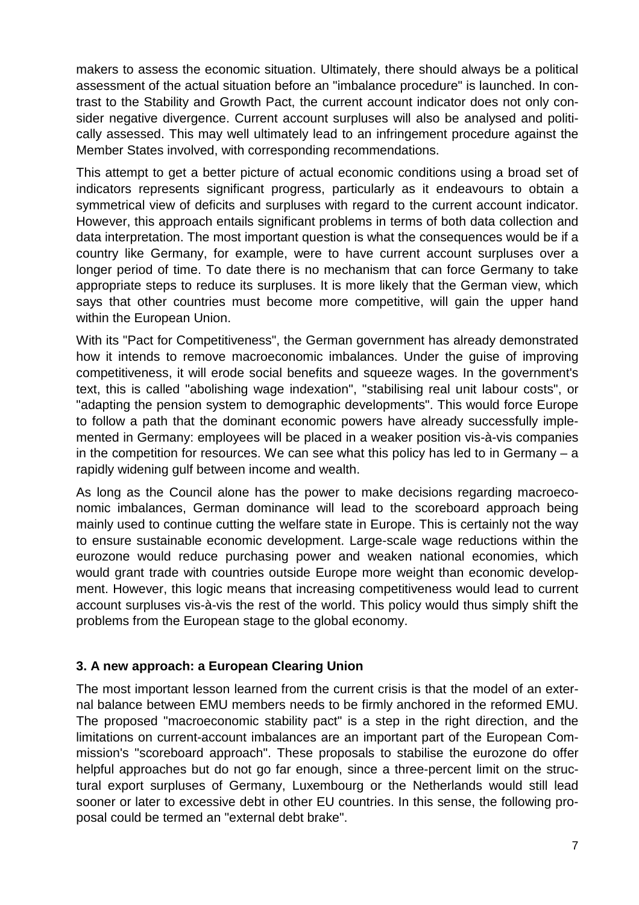makers to assess the economic situation. Ultimately, there should always be a political assessment of the actual situation before an "imbalance procedure" is launched. In contrast to the Stability and Growth Pact, the current account indicator does not only consider negative divergence. Current account surpluses will also be analysed and politically assessed. This may well ultimately lead to an infringement procedure against the Member States involved, with corresponding recommendations.

This attempt to get a better picture of actual economic conditions using a broad set of indicators represents significant progress, particularly as it endeavours to obtain a symmetrical view of deficits and surpluses with regard to the current account indicator. However, this approach entails significant problems in terms of both data collection and data interpretation. The most important question is what the consequences would be if a country like Germany, for example, were to have current account surpluses over a longer period of time. To date there is no mechanism that can force Germany to take appropriate steps to reduce its surpluses. It is more likely that the German view, which says that other countries must become more competitive, will gain the upper hand within the European Union.

With its "Pact for Competitiveness", the German government has already demonstrated how it intends to remove macroeconomic imbalances. Under the guise of improving competitiveness, it will erode social benefits and squeeze wages. In the government's text, this is called "abolishing wage indexation", "stabilising real unit labour costs", or "adapting the pension system to demographic developments". This would force Europe to follow a path that the dominant economic powers have already successfully implemented in Germany: employees will be placed in a weaker position vis-à-vis companies in the competition for resources. We can see what this policy has led to in Germany – a rapidly widening gulf between income and wealth.

As long as the Council alone has the power to make decisions regarding macroeconomic imbalances, German dominance will lead to the scoreboard approach being mainly used to continue cutting the welfare state in Europe. This is certainly not the way to ensure sustainable economic development. Large-scale wage reductions within the eurozone would reduce purchasing power and weaken national economies, which would grant trade with countries outside Europe more weight than economic development. However, this logic means that increasing competitiveness would lead to current account surpluses vis-à-vis the rest of the world. This policy would thus simply shift the problems from the European stage to the global economy.

### 3. A new approach: a European Clearing Union

The most important lesson learned from the current crisis is that the model of an external balance between EMU members needs to be firmly anchored in the reformed EMU. The proposed "macroeconomic stability pact" is a step in the right direction, and the limitations on current-account imbalances are an important part of the European Commission's "scoreboard approach". These proposals to stabilise the eurozone do offer helpful approaches but do not go far enough, since a three-percent limit on the structural export surpluses of Germany, Luxembourg or the Netherlands would still lead sooner or later to excessive debt in other EU countries. In this sense, the following proposal could be termed an "external debt brake".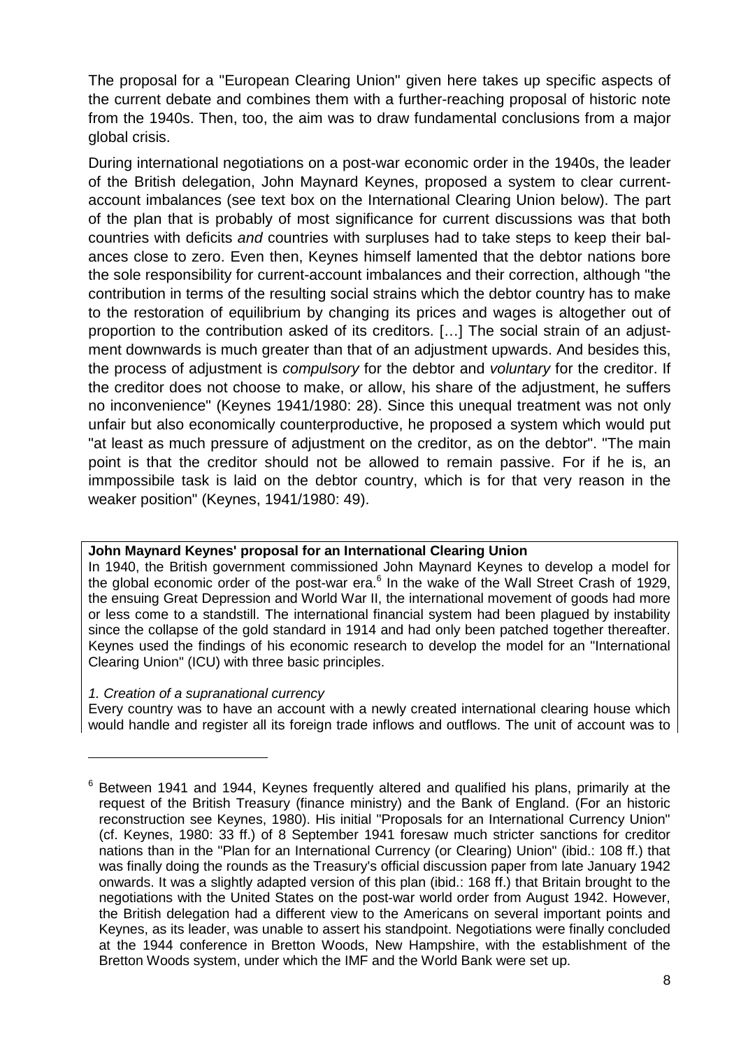The proposal for a "European Clearing Union" given here takes up specific aspects of the current debate and combines them with a further-reaching proposal of historic note from the 1940s. Then, too, the aim was to draw fundamental conclusions from a major global crisis.

During international negotiations on a post-war economic order in the 1940s, the leader of the British delegation, John Maynard Keynes, proposed a system to clear current-account imbalances (see text box on the International Clearing Union below). The part of the plan that is probably of most significance for current discussions was that both countries with deficits *and* countries with surpluses had to take steps to keep their balances close to zero. Even then, Keynes himself lamented that the debtor nations bore the sole responsibility for current-account imbalances and their correction, although "the contribution in terms of the resulting social strains which the debtor country has to make to the restoration of equilibrium by changing its prices and wages is altogether out of proportion to the contribution asked of its creditors. […] The social strain of an adjustment downwards is much greater than that of an adjustment upwards. And besides this, the process of adjustment is *compulsory* for the debtor and *voluntary* for the creditor. If the creditor does not choose to make, or allow, his share of the adjustment, he suffers no inconvenience" (Keynes 1941/1980: 28). Since this unequal treatment was not only unfair but also economically counterproductive, he proposed a system which would put "at least as much pressure of adjustment on the creditor, as on the debtor". "The main point is that the creditor should not be allowed to remain passive. For if he is, an immpossibile task is laid on the debtor country, which is for that very reason in the weaker position" (Keynes, 1941/1980: 49).

**John Maynard Keynes' proposal for an International Clearing Union**

In 1940, the British government commissioned John Maynard Keynes to develop a model for the global economic order of the post-war era.[6] In the wake of the Wall Street Crash of 1929, the ensuing Great Depression and World War II, the international movement of goods had more or less come to a standstill. The international financial system had been plagued by instability since the collapse of the gold standard in 1914 and had only been patched together thereafter. Keynes used the findings of his economic research to develop the model for an "International Clearing Union" (ICU) with three basic principles.

*1. Creation of a supranational currency*

Every country was to have an account with a newly created international clearing house which would handle and register all its foreign trade inflows and outflows. The unit of account was to

[6] Between 1941 and 1944, Keynes frequently altered and qualified his plans, primarily at the request of the British Treasury (finance ministry) and the Bank of England. (For an historic reconstruction see Keynes, 1980). His initial "Proposals for an International Currency Union" (cf. Keynes, 1980: 33 ff.) of 8 September 1941 foresaw much stricter sanctions for creditor nations than in the "Plan for an International Currency (or Clearing) Union" (ibid.: 108 ff.) that was finally doing the rounds as the Treasury's official discussion paper from late January 1942 onwards. It was a slightly adapted version of this plan (ibid.: 168 ff.) that Britain brought to the negotiations with the United States on the post-war world order from August 1942. However, the British delegation had a different view to the Americans on several important points and Keynes, as its leader, was unable to assert his standpoint. Negotiations were finally concluded at the 1944 conference in Bretton Woods, New Hampshire, with the establishment of the Bretton Woods system, under which the IMF and the World Bank were set up.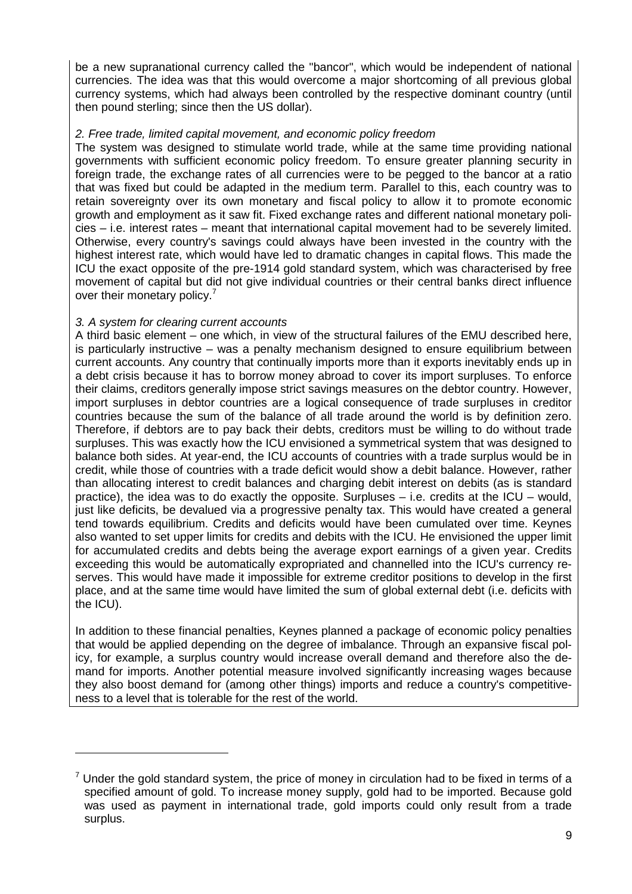be a new supranational currency called the "bancor", which would be independent of national currencies. The idea was that this would overcome a major shortcoming of all previous global currency systems, which had always been controlled by the respective dominant country (until then pound sterling; since then the US dollar).

*2. Free trade, limited capital movement, and economic policy freedom*

The system was designed to stimulate world trade, while at the same time providing national governments with sufficient economic policy freedom. To ensure greater planning security in foreign trade, the exchange rates of all currencies were to be pegged to the bancor at a ratio that was fixed but could be adapted in the medium term. Parallel to this, each country was to retain sovereignty over its own monetary and fiscal policy to allow it to promote economic growth and employment as it saw fit. Fixed exchange rates and different national monetary policies – i.e. interest rates – meant that international capital movement had to be severely limited. Otherwise, every country's savings could always have been invested in the country with the highest interest rate, which would have led to dramatic changes in capital flows. This made the ICU the exact opposite of the pre-1914 gold standard system, which was characterised by free movement of capital but did not give individual countries or their central banks direct influence over their monetary policy.[7]

*3. A system for clearing current accounts*

A third basic element – one which, in view of the structural failures of the EMU described here, is particularly instructive – was a penalty mechanism designed to ensure equilibrium between current accounts. Any country that continually imports more than it exports inevitably ends up in a debt crisis because it has to borrow money abroad to cover its import surpluses. To enforce their claims, creditors generally impose strict savings measures on the debtor country. However, import surpluses in debtor countries are a logical consequence of trade surpluses in creditor countries because the sum of the balance of all trade around the world is by definition zero. Therefore, if debtors are to pay back their debts, creditors must be willing to do without trade surpluses. This was exactly how the ICU envisioned a symmetrical system that was designed to balance both sides. At year-end, the ICU accounts of countries with a trade surplus would be in credit, while those of countries with a trade deficit would show a debit balance. However, rather than allocating interest to credit balances and charging debit interest on debits (as is standard practice), the idea was to do exactly the opposite. Surpluses – i.e. credits at the ICU – would, just like deficits, be devalued via a progressive penalty tax. This would have created a general tend towards equilibrium. Credits and deficits would have been cumulated over time. Keynes also wanted to set upper limits for credits and debits with the ICU. He envisioned the upper limit for accumulated credits and debts being the average export earnings of a given year. Credits exceeding this would be automatically expropriated and channelled into the ICU's currency reserves. This would have made it impossible for extreme creditor positions to develop in the first place, and at the same time would have limited the sum of global external debt (i.e. deficits with the ICU).

In addition to these financial penalties, Keynes planned a package of economic policy penalties that would be applied depending on the degree of imbalance. Through an expansive fiscal policy, for example, a surplus country would increase overall demand and therefore also the demand for imports. Another potential measure involved significantly increasing wages because they also boost demand for (among other things) imports and reduce a country's competitiveness to a level that is tolerable for the rest of the world.

---

[7] Under the gold standard system, the price of money in circulation had to be fixed in terms of a specified amount of gold. To increase money supply, gold had to be imported. Because gold was used as payment in international trade, gold imports could only result from a trade surplus.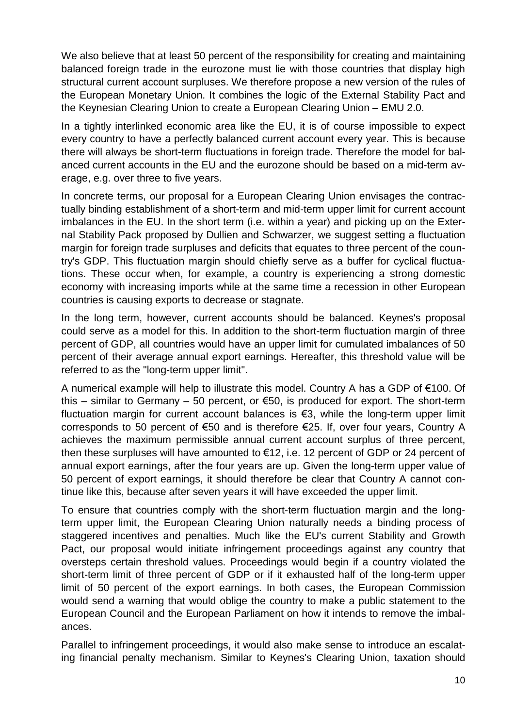We also believe that at least 50 percent of the responsibility for creating and maintaining balanced foreign trade in the eurozone must lie with those countries that display high structural current account surpluses. We therefore propose a new version of the rules of the European Monetary Union. It combines the logic of the External Stability Pact and the Keynesian Clearing Union to create a European Clearing Union – EMU 2.0.

In a tightly interlinked economic area like the EU, it is of course impossible to expect every country to have a perfectly balanced current account every year. This is because there will always be short-term fluctuations in foreign trade. Therefore the model for balanced current accounts in the EU and the eurozone should be based on a mid-term average, e.g. over three to five years.

In concrete terms, our proposal for a European Clearing Union envisages the contractually binding establishment of a short-term and mid-term upper limit for current account imbalances in the EU. In the short term (i.e. within a year) and picking up on the External Stability Pack proposed by Dullien and Schwarzer, we suggest setting a fluctuation margin for foreign trade surpluses and deficits that equates to three percent of the country's GDP. This fluctuation margin should chiefly serve as a buffer for cyclical fluctuations. These occur when, for example, a country is experiencing a strong domestic economy with increasing imports while at the same time a recession in other European countries is causing exports to decrease or stagnate.

In the long term, however, current accounts should be balanced. Keynes's proposal could serve as a model for this. In addition to the short-term fluctuation margin of three percent of GDP, all countries would have an upper limit for cumulated imbalances of 50 percent of their average annual export earnings. Hereafter, this threshold value will be referred to as the "long-term upper limit".

A numerical example will help to illustrate this model. Country A has a GDP of €100. Of this – similar to Germany – 50 percent, or €50, is produced for export. The short-term fluctuation margin for current account balances is €3, while the long-term upper limit corresponds to 50 percent of €50 and is therefore €25. If, over four years, Country A achieves the maximum permissible annual current account surplus of three percent, then these surpluses will have amounted to €12, i.e. 12 percent of GDP or 24 percent of annual export earnings, after the four years are up. Given the long-term upper value of 50 percent of export earnings, it should therefore be clear that Country A cannot continue like this, because after seven years it will have exceeded the upper limit.

To ensure that countries comply with the short-term fluctuation margin and the long-term upper limit, the European Clearing Union naturally needs a binding process of staggered incentives and penalties. Much like the EU's current Stability and Growth Pact, our proposal would initiate infringement proceedings against any country that oversteps certain threshold values. Proceedings would begin if a country violated the short-term limit of three percent of GDP or if it exhausted half of the long-term upper limit of 50 percent of the export earnings. In both cases, the European Commission would send a warning that would oblige the country to make a public statement to the European Council and the European Parliament on how it intends to remove the imbalances.

Parallel to infringement proceedings, it would also make sense to introduce an escalating financial penalty mechanism. Similar to Keynes's Clearing Union, taxation should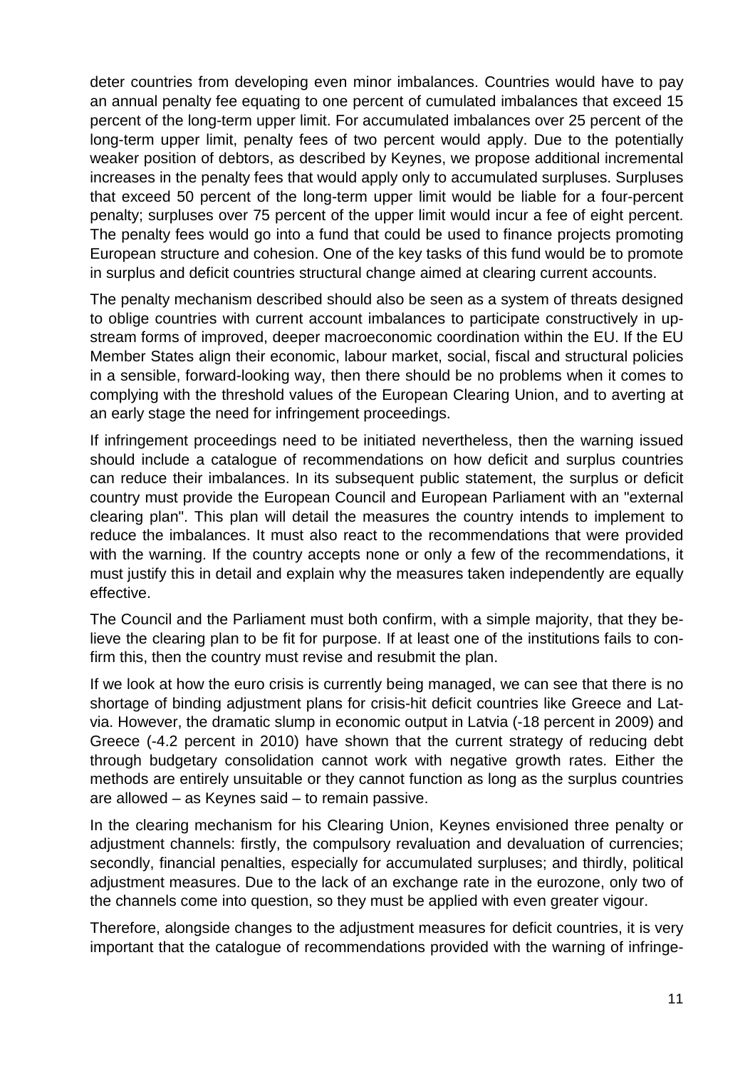deter countries from developing even minor imbalances. Countries would have to pay an annual penalty fee equating to one percent of cumulated imbalances that exceed 15 percent of the long-term upper limit. For accumulated imbalances over 25 percent of the long-term upper limit, penalty fees of two percent would apply. Due to the potentially weaker position of debtors, as described by Keynes, we propose additional incremental increases in the penalty fees that would apply only to accumulated surpluses. Surpluses that exceed 50 percent of the long-term upper limit would be liable for a four-percent penalty; surpluses over 75 percent of the upper limit would incur a fee of eight percent. The penalty fees would go into a fund that could be used to finance projects promoting European structure and cohesion. One of the key tasks of this fund would be to promote in surplus and deficit countries structural change aimed at clearing current accounts.

The penalty mechanism described should also be seen as a system of threats designed to oblige countries with current account imbalances to participate constructively in upstream forms of improved, deeper macroeconomic coordination within the EU. If the EU Member States align their economic, labour market, social, fiscal and structural policies in a sensible, forward-looking way, then there should be no problems when it comes to complying with the threshold values of the European Clearing Union, and to averting at an early stage the need for infringement proceedings.

If infringement proceedings need to be initiated nevertheless, then the warning issued should include a catalogue of recommendations on how deficit and surplus countries can reduce their imbalances. In its subsequent public statement, the surplus or deficit country must provide the European Council and European Parliament with an "external clearing plan". This plan will detail the measures the country intends to implement to reduce the imbalances. It must also react to the recommendations that were provided with the warning. If the country accepts none or only a few of the recommendations, it must justify this in detail and explain why the measures taken independently are equally effective.

The Council and the Parliament must both confirm, with a simple majority, that they believe the clearing plan to be fit for purpose. If at least one of the institutions fails to confirm this, then the country must revise and resubmit the plan.

If we look at how the euro crisis is currently being managed, we can see that there is no shortage of binding adjustment plans for crisis-hit deficit countries like Greece and Latvia. However, the dramatic slump in economic output in Latvia (-18 percent in 2009) and Greece (-4.2 percent in 2010) have shown that the current strategy of reducing debt through budgetary consolidation cannot work with negative growth rates. Either the methods are entirely unsuitable or they cannot function as long as the surplus countries are allowed – as Keynes said – to remain passive.

In the clearing mechanism for his Clearing Union, Keynes envisioned three penalty or adjustment channels: firstly, the compulsory revaluation and devaluation of currencies; secondly, financial penalties, especially for accumulated surpluses; and thirdly, political adjustment measures. Due to the lack of an exchange rate in the eurozone, only two of the channels come into question, so they must be applied with even greater vigour.

Therefore, alongside changes to the adjustment measures for deficit countries, it is very important that the catalogue of recommendations provided with the warning of infringe-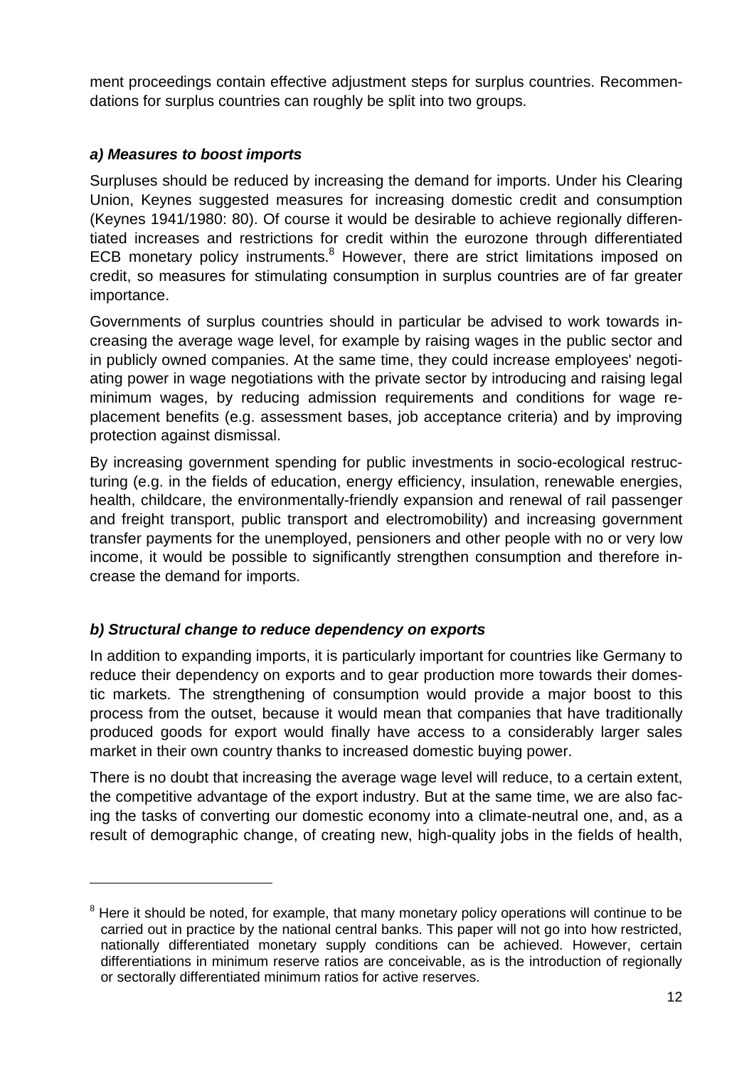ment proceedings contain effective adjustment steps for surplus countries. Recommendations for surplus countries can roughly be split into two groups.

### *a) Measures to boost imports*

Surpluses should be reduced by increasing the demand for imports. Under his Clearing Union, Keynes suggested measures for increasing domestic credit and consumption (Keynes 1941/1980: 80). Of course it would be desirable to achieve regionally differentiated increases and restrictions for credit within the eurozone through differentiated ECB monetary policy instruments.[8] However, there are strict limitations imposed on credit, so measures for stimulating consumption in surplus countries are of far greater importance.

Governments of surplus countries should in particular be advised to work towards increasing the average wage level, for example by raising wages in the public sector and in publicly owned companies. At the same time, they could increase employees' negotiating power in wage negotiations with the private sector by introducing and raising legal minimum wages, by reducing admission requirements and conditions for wage replacement benefits (e.g. assessment bases, job acceptance criteria) and by improving protection against dismissal.

By increasing government spending for public investments in socio-ecological restructuring (e.g. in the fields of education, energy efficiency, insulation, renewable energies, health, childcare, the environmentally-friendly expansion and renewal of rail passenger and freight transport, public transport and electromobility) and increasing government transfer payments for the unemployed, pensioners and other people with no or very low income, it would be possible to significantly strengthen consumption and therefore increase the demand for imports.

### *b) Structural change to reduce dependency on exports*

In addition to expanding imports, it is particularly important for countries like Germany to reduce their dependency on exports and to gear production more towards their domestic markets. The strengthening of consumption would provide a major boost to this process from the outset, because it would mean that companies that have traditionally produced goods for export would finally have access to a considerably larger sales market in their own country thanks to increased domestic buying power.

There is no doubt that increasing the average wage level will reduce, to a certain extent, the competitive advantage of the export industry. But at the same time, we are also facing the tasks of converting our domestic economy into a climate-neutral one, and, as a result of demographic change, of creating new, high-quality jobs in the fields of health,

[8] Here it should be noted, for example, that many monetary policy operations will continue to be carried out in practice by the national central banks. This paper will not go into how restricted, nationally differentiated monetary supply conditions can be achieved. However, certain differentiations in minimum reserve ratios are conceivable, as is the introduction of regionally or sectorally differentiated minimum ratios for active reserves.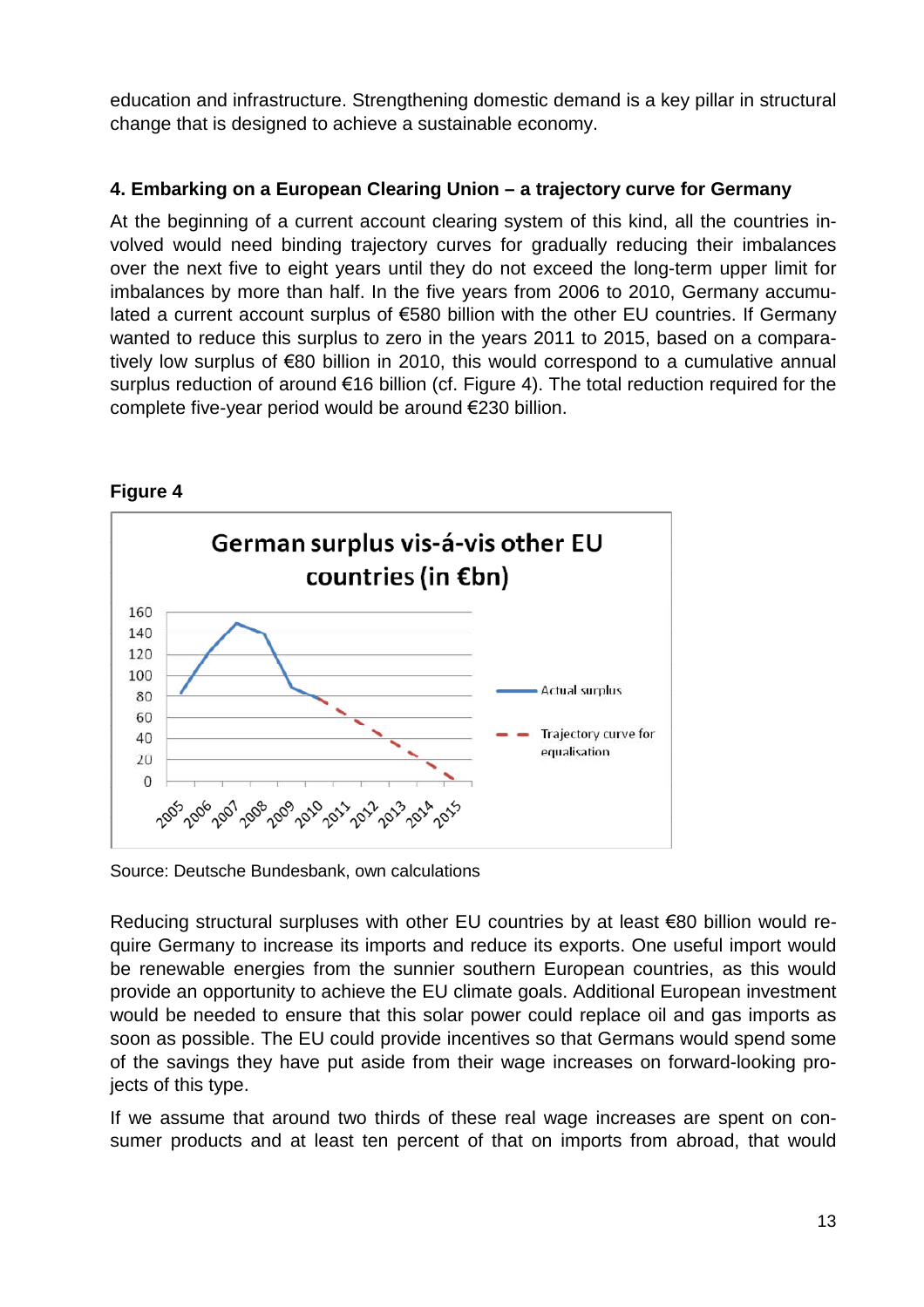education and infrastructure. Strengthening domestic demand is a key pillar in structural change that is designed to achieve a sustainable economy.

#### 4. Embarking on a European Clearing Union – a trajectory curve for Germany

At the beginning of a current account clearing system of this kind, all the countries involved would need binding trajectory curves for gradually reducing their imbalances over the next five to eight years until they do not exceed the long-term upper limit for imbalances by more than half. In the five years from 2006 to 2010, Germany accumulated a current account surplus of €580 billion with the other EU countries. If Germany wanted to reduce this surplus to zero in the years 2011 to 2015, based on a comparatively low surplus of €80 billion in 2010, this would correspond to a cumulative annual surplus reduction of around €16 billion (cf. Figure 4). The total reduction required for the complete five-year period would be around €230 billion.

**Figure 4**

German surplus vis-á-vis other EU countries (in €bn)

Source: Deutsche Bundesbank, own calculations

Reducing structural surpluses with other EU countries by at least €80 billion would require Germany to increase its imports and reduce its exports. One useful import would be renewable energies from the sunnier southern European countries, as this would provide an opportunity to achieve the EU climate goals. Additional European investment would be needed to ensure that this solar power could replace oil and gas imports as soon as possible. The EU could provide incentives so that Germans would spend some of the savings they have put aside from their wage increases on forward-looking projects of this type.

If we assume that around two thirds of these real wage increases are spent on consumer products and at least ten percent of that on imports from abroad, that would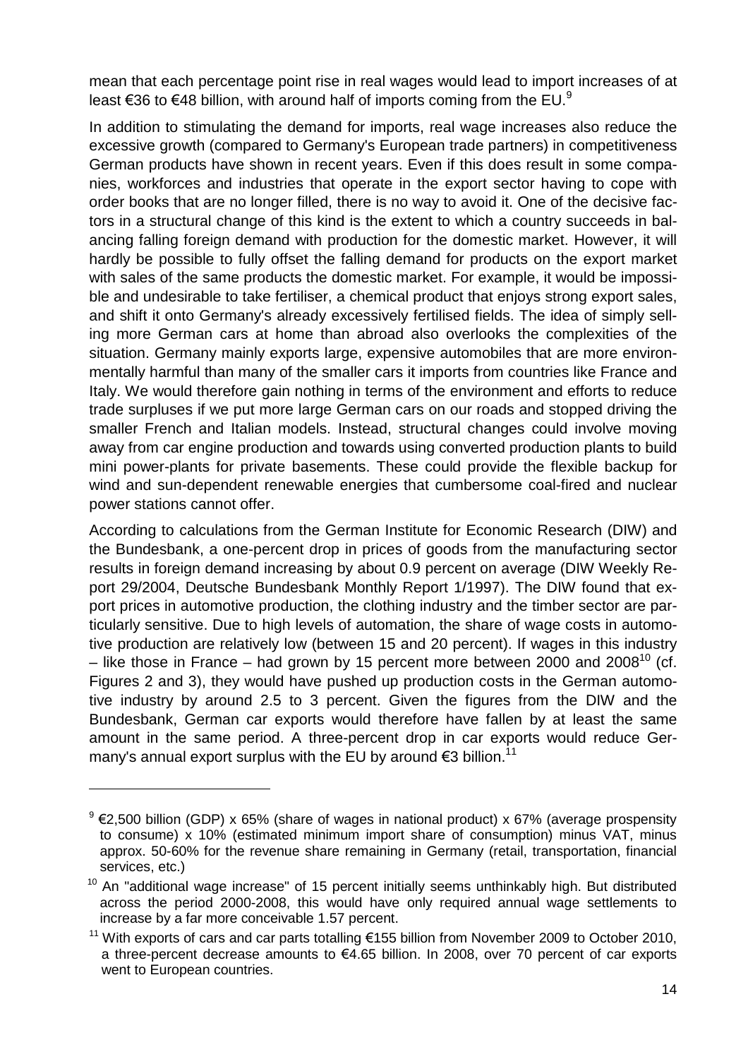mean that each percentage point rise in real wages would lead to import increases of at least €36 to €48 billion, with around half of imports coming from the EU.[9]

In addition to stimulating the demand for imports, real wage increases also reduce the excessive growth (compared to Germany's European trade partners) in competitiveness German products have shown in recent years. Even if this does result in some companies, workforces and industries that operate in the export sector having to cope with order books that are no longer filled, there is no way to avoid it. One of the decisive factors in a structural change of this kind is the extent to which a country succeeds in balancing falling foreign demand with production for the domestic market. However, it will hardly be possible to fully offset the falling demand for products on the export market with sales of the same products the domestic market. For example, it would be impossible and undesirable to take fertiliser, a chemical product that enjoys strong export sales, and shift it onto Germany's already excessively fertilised fields. The idea of simply selling more German cars at home than abroad also overlooks the complexities of the situation. Germany mainly exports large, expensive automobiles that are more environmentally harmful than many of the smaller cars it imports from countries like France and Italy. We would therefore gain nothing in terms of the environment and efforts to reduce trade surpluses if we put more large German cars on our roads and stopped driving the smaller French and Italian models. Instead, structural changes could involve moving away from car engine production and towards using converted production plants to build mini power-plants for private basements. These could provide the flexible backup for wind and sun-dependent renewable energies that cumbersome coal-fired and nuclear power stations cannot offer.

According to calculations from the German Institute for Economic Research (DIW) and the Bundesbank, a one-percent drop in prices of goods from the manufacturing sector results in foreign demand increasing by about 0.9 percent on average (DIW Weekly Report 29/2004, Deutsche Bundesbank Monthly Report 1/1997). The DIW found that export prices in automotive production, the clothing industry and the timber sector are particularly sensitive. Due to high levels of automation, the share of wage costs in automotive production are relatively low (between 15 and 20 percent). If wages in this industry – like those in France – had grown by 15 percent more between 2000 and 2008[10] (cf. Figures 2 and 3), they would have pushed up production costs in the German automotive industry by around 2.5 to 3 percent. Given the figures from the DIW and the Bundesbank, German car exports would therefore have fallen by at least the same amount in the same period. A three-percent drop in car exports would reduce Germany's annual export surplus with the EU by around €3 billion.[11]

---

[9] €2,500 billion (GDP) x 65% (share of wages in national product) x 67% (average prospensity to consume) x 10% (estimated minimum import share of consumption) minus VAT, minus approx. 50-60% for the revenue share remaining in Germany (retail, transportation, financial services, etc.)

[10] An "additional wage increase" of 15 percent initially seems unthinkably high. But distributed across the period 2000-2008, this would have only required annual wage settlements to increase by a far more conceivable 1.57 percent.

[11] With exports of cars and car parts totalling €155 billion from November 2009 to October 2010, a three-percent decrease amounts to €4.65 billion. In 2008, over 70 percent of car exports went to European countries.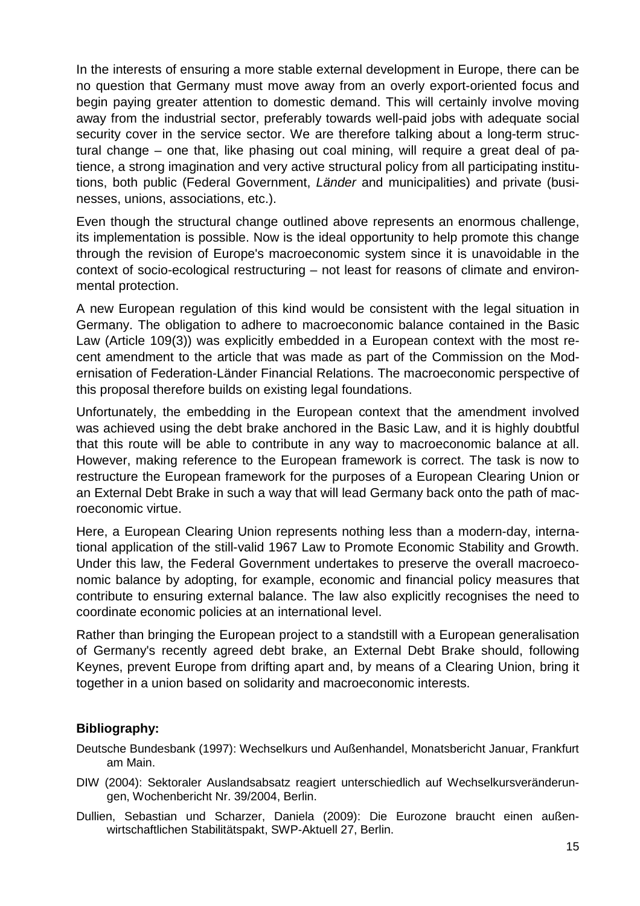In the interests of ensuring a more stable external development in Europe, there can be no question that Germany must move away from an overly export-oriented focus and begin paying greater attention to domestic demand. This will certainly involve moving away from the industrial sector, preferably towards well-paid jobs with adequate social security cover in the service sector. We are therefore talking about a long-term structural change – one that, like phasing out coal mining, will require a great deal of patience, a strong imagination and very active structural policy from all participating institutions, both public (Federal Government, *Länder* and municipalities) and private (businesses, unions, associations, etc.).

Even though the structural change outlined above represents an enormous challenge, its implementation is possible. Now is the ideal opportunity to help promote this change through the revision of Europe's macroeconomic system since it is unavoidable in the context of socio-ecological restructuring – not least for reasons of climate and environmental protection.

A new European regulation of this kind would be consistent with the legal situation in Germany. The obligation to adhere to macroeconomic balance contained in the Basic Law (Article 109(3)) was explicitly embedded in a European context with the most recent amendment to the article that was made as part of the Commission on the Modernisation of Federation-Länder Financial Relations. The macroeconomic perspective of this proposal therefore builds on existing legal foundations.

Unfortunately, the embedding in the European context that the amendment involved was achieved using the debt brake anchored in the Basic Law, and it is highly doubtful that this route will be able to contribute in any way to macroeconomic balance at all. However, making reference to the European framework is correct. The task is now to restructure the European framework for the purposes of a European Clearing Union or an External Debt Brake in such a way that will lead Germany back onto the path of macroeconomic virtue.

Here, a European Clearing Union represents nothing less than a modern-day, international application of the still-valid 1967 Law to Promote Economic Stability and Growth. Under this law, the Federal Government undertakes to preserve the overall macroeconomic balance by adopting, for example, economic and financial policy measures that contribute to ensuring external balance. The law also explicitly recognises the need to coordinate economic policies at an international level.

Rather than bringing the European project to a standstill with a European generalisation of Germany's recently agreed debt brake, an External Debt Brake should, following Keynes, prevent Europe from drifting apart and, by means of a Clearing Union, bring it together in a union based on solidarity and macroeconomic interests.

**Bibliography:**

Deutsche Bundesbank (1997): Wechselkurs und Außenhandel, Monatsbericht Januar, Frankfurt am Main.

DIW (2004): Sektoraler Auslandsabsatz reagiert unterschiedlich auf Wechselkursveränderungen, Wochenbericht Nr. 39/2004, Berlin.

Dullien, Sebastian und Scharzer, Daniela (2009): Die Eurozone braucht einen außenwirtschaftlichen Stabilitätspakt, SWP-Aktuell 27, Berlin.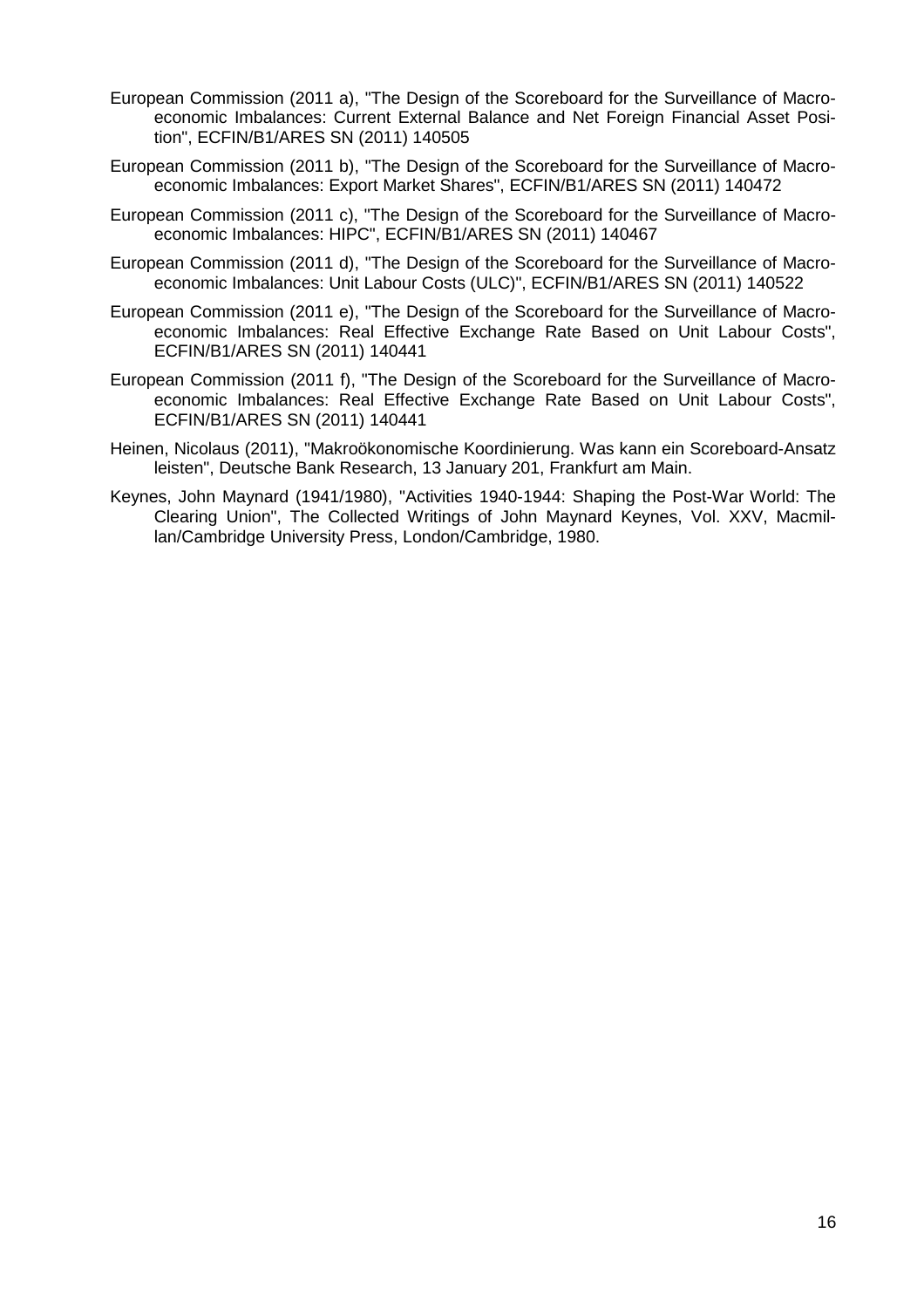European Commission (2011 a), "The Design of the Scoreboard for the Surveillance of Macroeconomic Imbalances: Current External Balance and Net Foreign Financial Asset Position", ECFIN/B1/ARES SN (2011) 140505

European Commission (2011 b), "The Design of the Scoreboard for the Surveillance of Macroeconomic Imbalances: Export Market Shares", ECFIN/B1/ARES SN (2011) 140472

European Commission (2011 c), "The Design of the Scoreboard for the Surveillance of Macroeconomic Imbalances: HIPC", ECFIN/B1/ARES SN (2011) 140467

European Commission (2011 d), "The Design of the Scoreboard for the Surveillance of Macroeconomic Imbalances: Unit Labour Costs (ULC)", ECFIN/B1/ARES SN (2011) 140522

European Commission (2011 e), "The Design of the Scoreboard for the Surveillance of Macroeconomic Imbalances: Real Effective Exchange Rate Based on Unit Labour Costs", ECFIN/B1/ARES SN (2011) 140441

European Commission (2011 f), "The Design of the Scoreboard for the Surveillance of Macroeconomic Imbalances: Real Effective Exchange Rate Based on Unit Labour Costs", ECFIN/B1/ARES SN (2011) 140441

Heinen, Nicolaus (2011), "Makroökonomische Koordinierung. Was kann ein Scoreboard-Ansatz leisten", Deutsche Bank Research, 13 January 201, Frankfurt am Main.

Keynes, John Maynard (1941/1980), "Activities 1940-1944: Shaping the Post-War World: The Clearing Union", The Collected Writings of John Maynard Keynes, Vol. XXV, Macmillan/Cambridge University Press, London/Cambridge, 1980.